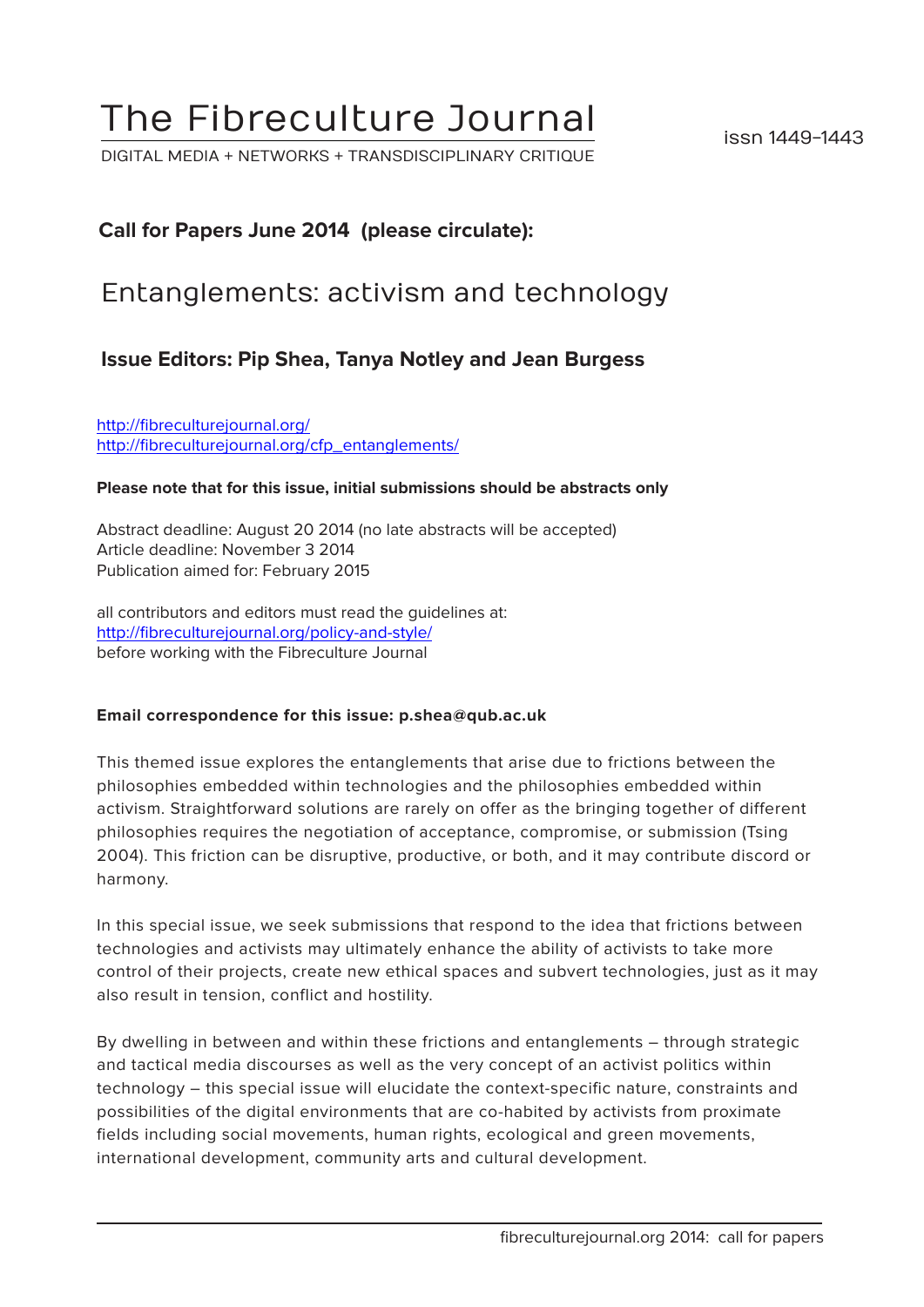# The Fibreculture Journal

DIGITAL MEDIA + NETWORKS + TRANSDISCIPLINARY CRITIQUE

issn 1449-1443

**Call for Papers June 2014 (please circulate):**

## Entanglements: activism and technology

### Issue Editors: Pip Shea, Tanya Notley and Jean Burgess

http://fibreculturejournal.org/
http://fibreculturejournal.org/cfp_entanglements/

**Please note that for this issue, initial submissions should be abstracts only**

Abstract deadline: August 20 2014 (no late abstracts will be accepted)
Article deadline: November 3 2014
Publication aimed for: February 2015

all contributors and editors must read the guidelines at:
http://fibreculturejournal.org/policy-and-style/
before working with the Fibreculture Journal

**Email correspondence for this issue: p.shea@qub.ac.uk**

This themed issue explores the entanglements that arise due to frictions between the philosophies embedded within technologies and the philosophies embedded within activism. Straightforward solutions are rarely on offer as the bringing together of different philosophies requires the negotiation of acceptance, compromise, or submission (Tsing 2004). This friction can be disruptive, productive, or both, and it may contribute discord or harmony.

In this special issue, we seek submissions that respond to the idea that frictions between technologies and activists may ultimately enhance the ability of activists to take more control of their projects, create new ethical spaces and subvert technologies, just as it may also result in tension, conflict and hostility.

By dwelling in between and within these frictions and entanglements – through strategic and tactical media discourses as well as the very concept of an activist politics within technology – this special issue will elucidate the context-specific nature, constraints and possibilities of the digital environments that are co-habited by activists from proximate fields including social movements, human rights, ecological and green movements, international development, community arts and cultural development.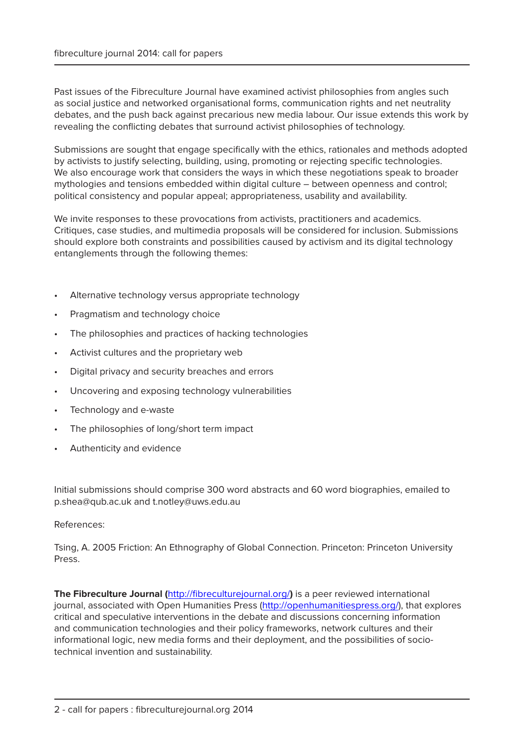Past issues of the Fibreculture Journal have examined activist philosophies from angles such as social justice and networked organisational forms, communication rights and net neutrality debates, and the push back against precarious new media labour. Our issue extends this work by revealing the conflicting debates that surround activist philosophies of technology.

Submissions are sought that engage specifically with the ethics, rationales and methods adopted by activists to justify selecting, building, using, promoting or rejecting specific technologies. We also encourage work that considers the ways in which these negotiations speak to broader mythologies and tensions embedded within digital culture – between openness and control; political consistency and popular appeal; appropriateness, usability and availability.

We invite responses to these provocations from activists, practitioners and academics. Critiques, case studies, and multimedia proposals will be considered for inclusion. Submissions should explore both constraints and possibilities caused by activism and its digital technology entanglements through the following themes:

- Alternative technology versus appropriate technology
- Pragmatism and technology choice
- The philosophies and practices of hacking technologies
- Activist cultures and the proprietary web
- Digital privacy and security breaches and errors
- Uncovering and exposing technology vulnerabilities
- Technology and e-waste
- The philosophies of long/short term impact
- Authenticity and evidence

Initial submissions should comprise 300 word abstracts and 60 word biographies, emailed to p.shea@qub.ac.uk and t.notley@uws.edu.au

References:

Tsing, A. 2005 Friction: An Ethnography of Global Connection. Princeton: Princeton University Press.

**The Fibreculture Journal (**http://fibreculturejournal.org/**)** is a peer reviewed international journal, associated with Open Humanities Press (http://openhumanitiespress.org/), that explores critical and speculative interventions in the debate and discussions concerning information and communication technologies and their policy frameworks, network cultures and their informational logic, new media forms and their deployment, and the possibilities of socio-technical invention and sustainability.